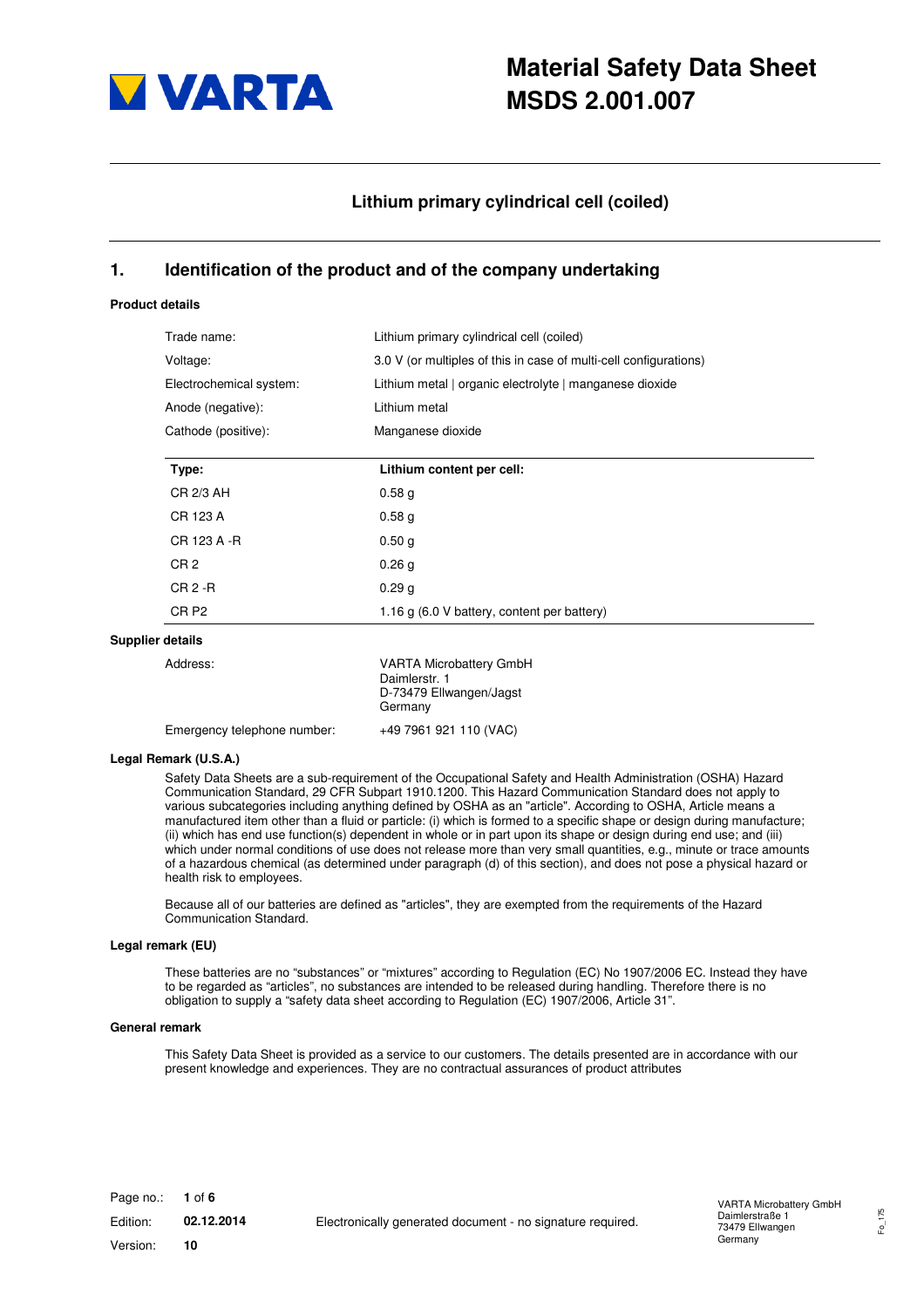VARTA

# Material Safety Data Sheet
# MSDS 2.001.007

## Lithium primary cylindrical cell (coiled)

## 1. Identification of the product and of the company undertaking

### Product details

| | |
|---|---|
| Trade name: | Lithium primary cylindrical cell (coiled) |
| Voltage: | 3.0 V (or multiples of this in case of multi-cell configurations) |
| Electrochemical system: | Lithium metal \| organic electrolyte \| manganese dioxide |
| Anode (negative): | Lithium metal |
| Cathode (positive): | Manganese dioxide |

| Type: | Lithium content per cell: |
|---|---|
| CR 2/3 AH | 0.58 g |
| CR 123 A | 0.58 g |
| CR 123 A -R | 0.50 g |
| CR 2 | 0.26 g |
| CR 2 -R | 0.29 g |
| CR P2 | 1.16 g (6.0 V battery, content per battery) |

### Supplier details

| | |
|---|---|
| Address: | VARTA Microbattery GmbH<br>Daimlerstr. 1<br>D-73479 Ellwangen/Jagst<br>Germany |
| Emergency telephone number: | +49 7961 921 110 (VAC) |

### Legal Remark (U.S.A.)

Safety Data Sheets are a sub-requirement of the Occupational Safety and Health Administration (OSHA) Hazard Communication Standard, 29 CFR Subpart 1910.1200. This Hazard Communication Standard does not apply to various subcategories including anything defined by OSHA as an "article". According to OSHA, Article means a manufactured item other than a fluid or particle: (i) which is formed to a specific shape or design during manufacture; (ii) which has end use function(s) dependent in whole or in part upon its shape or design during end use; and (iii) which under normal conditions of use does not release more than very small quantities, e.g., minute or trace amounts of a hazardous chemical (as determined under paragraph (d) of this section), and does not pose a physical hazard or health risk to employees.

Because all of our batteries are defined as "articles", they are exempted from the requirements of the Hazard Communication Standard.

### Legal remark (EU)

These batteries are no “substances” or “mixtures” according to Regulation (EC) No 1907/2006 EC. Instead they have to be regarded as “articles”, no substances are intended to be released during handling. Therefore there is no obligation to supply a “safety data sheet according to Regulation (EC) 1907/2006, Article 31”.

### General remark

This Safety Data Sheet is provided as a service to our customers. The details presented are in accordance with our present knowledge and experiences. They are no contractual assurances of product attributes

Edition: 02.12.2014
Version: 10

Electronically generated document - no signature required.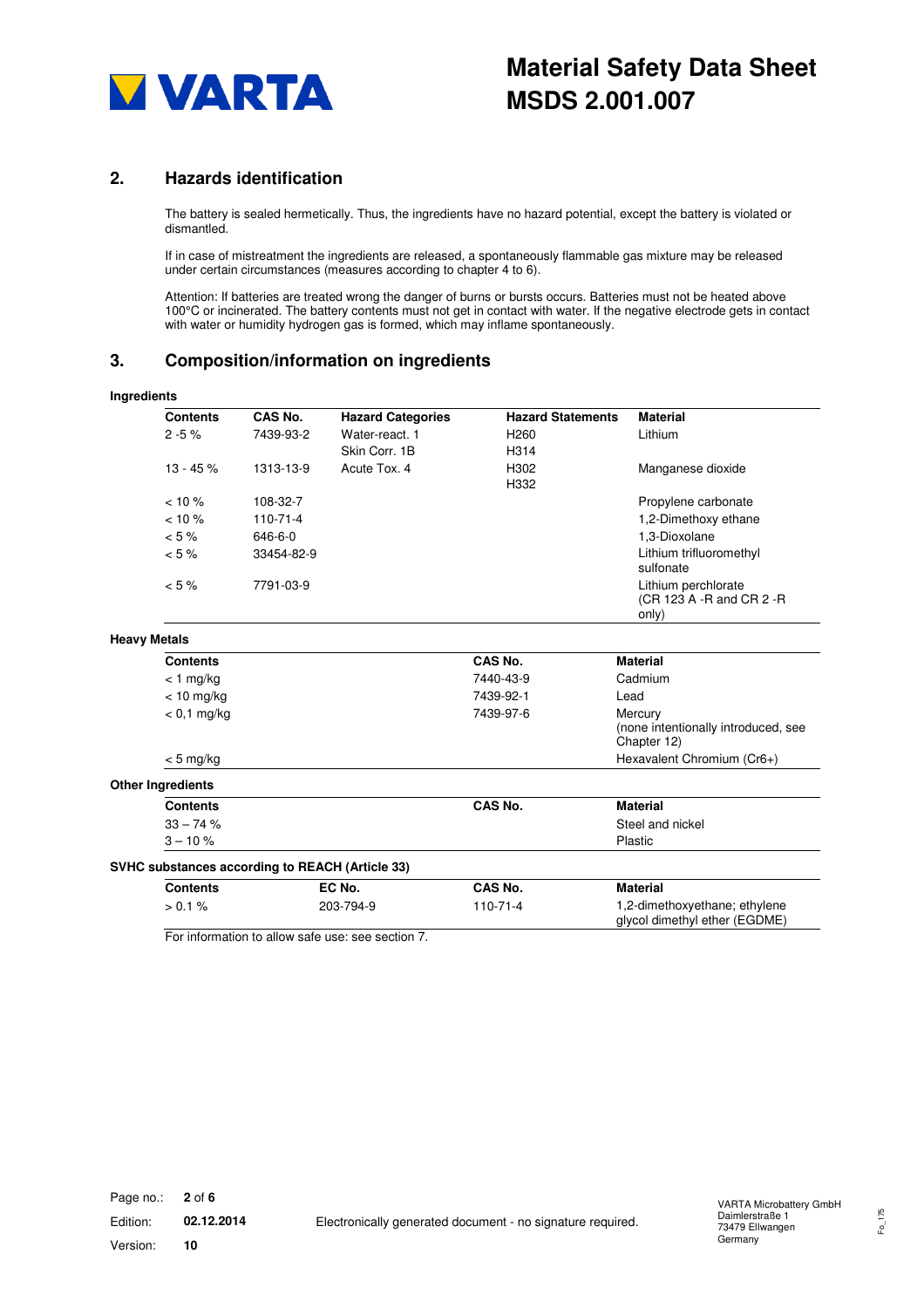## 2. Hazards identification

The battery is sealed hermetically. Thus, the ingredients have no hazard potential, except the battery is violated or dismantled.

If in case of mistreatment the ingredients are released, a spontaneously flammable gas mixture may be released under certain circumstances (measures according to chapter 4 to 6).

Attention: If batteries are treated wrong the danger of burns or bursts occurs. Batteries must not be heated above 100°C or incinerated. The battery contents must not get in contact with water. If the negative electrode gets in contact with water or humidity hydrogen gas is formed, which may inflame spontaneously.

## 3. Composition/information on ingredients

**Ingredients**

| Contents | CAS No. | Hazard Categories | Hazard Statements | Material |
|---|---|---|---|---|
| 2 -5 % | 7439-93-2 | Water-react. 1<br>Skin Corr. 1B | H260<br>H314 | Lithium |
| 13 - 45 % | 1313-13-9 | Acute Tox. 4 | H302<br>H332 | Manganese dioxide |
| < 10 % | 108-32-7 | | | Propylene carbonate |
| < 10 % | 110-71-4 | | | 1,2-Dimethoxy ethane |
| < 5 % | 646-6-0 | | | 1,3-Dioxolane |
| < 5 % | 33454-82-9 | | | Lithium trifluoromethyl sulfonate |
| < 5 % | 7791-03-9 | | | Lithium perchlorate (CR 123 A -R and CR 2 -R only) |

**Heavy Metals**

| Contents | CAS No. | Material |
|---|---|---|
| < 1 mg/kg | 7440-43-9 | Cadmium |
| < 10 mg/kg | 7439-92-1 | Lead |
| < 0,1 mg/kg | 7439-97-6 | Mercury (none intentionally introduced, see Chapter 12) |
| < 5 mg/kg | | Hexavalent Chromium (Cr6+) |

**Other Ingredients**

| Contents | CAS No. | Material |
|---|---|---|
| 33 – 74 % | | Steel and nickel |
| 3 – 10 % | | Plastic |

**SVHC substances according to REACH (Article 33)**

| Contents | EC No. | CAS No. | Material |
|---|---|---|---|
| > 0.1 % | 203-794-9 | 110-71-4 | 1,2-dimethoxyethane; ethylene glycol dimethyl ether (EGDME) |

For information to allow safe use: see section 7.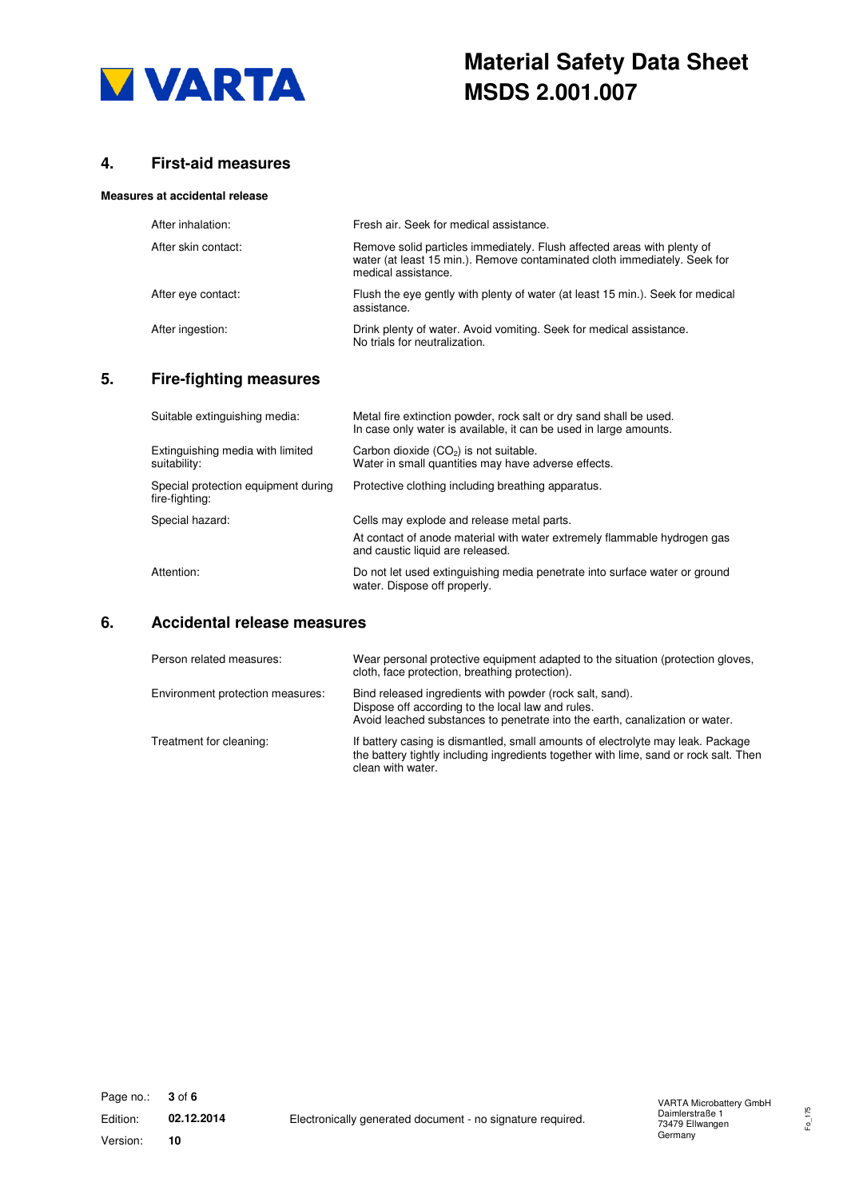## 4. First-aid measures

**Measures at accidental release**

| | |
|---|---|
| After inhalation: | Fresh air. Seek for medical assistance. |
| After skin contact: | Remove solid particles immediately. Flush affected areas with plenty of water (at least 15 min.). Remove contaminated cloth immediately. Seek for medical assistance. |
| After eye contact: | Flush the eye gently with plenty of water (at least 15 min.). Seek for medical assistance. |
| After ingestion: | Drink plenty of water. Avoid vomiting. Seek for medical assistance. No trials for neutralization. |

## 5. Fire-fighting measures

| | |
|---|---|
| Suitable extinguishing media: | Metal fire extinction powder, rock salt or dry sand shall be used. In case only water is available, it can be used in large amounts. |
| Extinguishing media with limited suitability: | Carbon dioxide ($CO_2$) is not suitable. Water in small quantities may have adverse effects. |
| Special protection equipment during fire-fighting: | Protective clothing including breathing apparatus. |
| Special hazard: | Cells may explode and release metal parts. At contact of anode material with water extremely flammable hydrogen gas and caustic liquid are released. |
| Attention: | Do not let used extinguishing media penetrate into surface water or ground water. Dispose off properly. |

## 6. Accidental release measures

| | |
|---|---|
| Person related measures: | Wear personal protective equipment adapted to the situation (protection gloves, cloth, face protection, breathing protection). |
| Environment protection measures: | Bind released ingredients with powder (rock salt, sand). Dispose off according to the local law and rules. Avoid leached substances to penetrate into the earth, canalization or water. |
| Treatment for cleaning: | If battery casing is dismantled, small amounts of electrolyte may leak. Package the battery tightly including ingredients together with lime, sand or rock salt. Then clean with water. |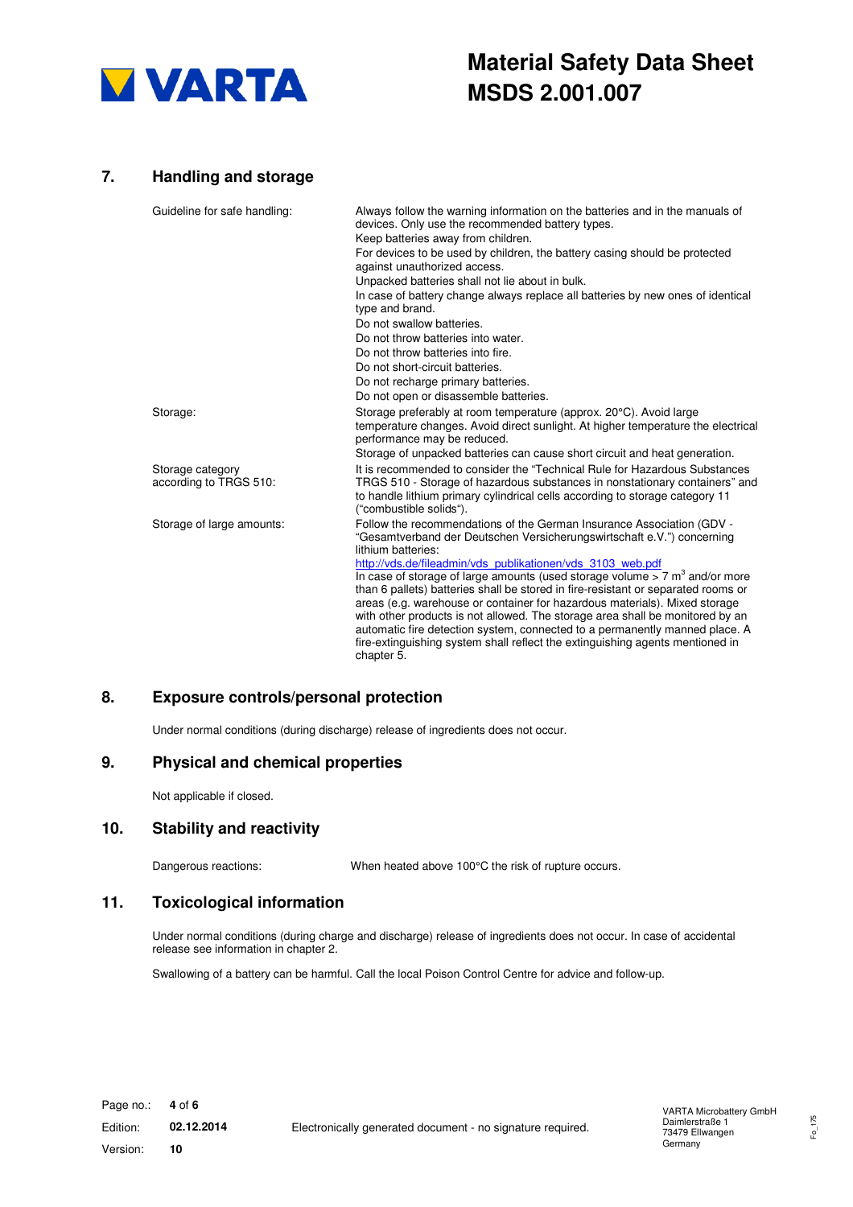## 7. Handling and storage

| | |
|---|---|
| Guideline for safe handling: | Always follow the warning information on the batteries and in the manuals of devices. Only use the recommended battery types.<br>Keep batteries away from children.<br>For devices to be used by children, the battery casing should be protected against unauthorized access.<br>Unpacked batteries shall not lie about in bulk.<br>In case of battery change always replace all batteries by new ones of identical type and brand.<br>Do not swallow batteries.<br>Do not throw batteries into water.<br>Do not throw batteries into fire.<br>Do not short-circuit batteries.<br>Do not recharge primary batteries.<br>Do not open or disassemble batteries. |
| Storage: | Storage preferably at room temperature (approx. 20°C). Avoid large temperature changes. Avoid direct sunlight. At higher temperature the electrical performance may be reduced.<br>Storage of unpacked batteries can cause short circuit and heat generation. |
| Storage category according to TRGS 510: | It is recommended to consider the "Technical Rule for Hazardous Substances TRGS 510 - Storage of hazardous substances in nonstationary containers" and to handle lithium primary cylindrical cells according to storage category 11 ("combustible solids"). |
| Storage of large amounts: | Follow the recommendations of the German Insurance Association (GDV - "Gesamtverband der Deutschen Versicherungswirtschaft e.V.") concerning lithium batteries:<br>http://vds.de/fileadmin/vds_publikationen/vds_3103_web.pdf<br>In case of storage of large amounts (used storage volume > 7 $m^3$ and/or more than 6 pallets) batteries shall be stored in fire-resistant or separated rooms or areas (e.g. warehouse or container for hazardous materials). Mixed storage with other products is not allowed. The storage area shall be monitored by an automatic fire detection system, connected to a permanently manned place. A fire-extinguishing system shall reflect the extinguishing agents mentioned in chapter 5. |

## 8. Exposure controls/personal protection

Under normal conditions (during discharge) release of ingredients does not occur.

## 9. Physical and chemical properties

Not applicable if closed.

## 10. Stability and reactivity

| | |
|---|---|
| Dangerous reactions: | When heated above 100°C the risk of rupture occurs. |

## 11. Toxicological information

Under normal conditions (during charge and discharge) release of ingredients does not occur. In case of accidental release see information in chapter 2.

Swallowing of a battery can be harmful. Call the local Poison Control Centre for advice and follow-up.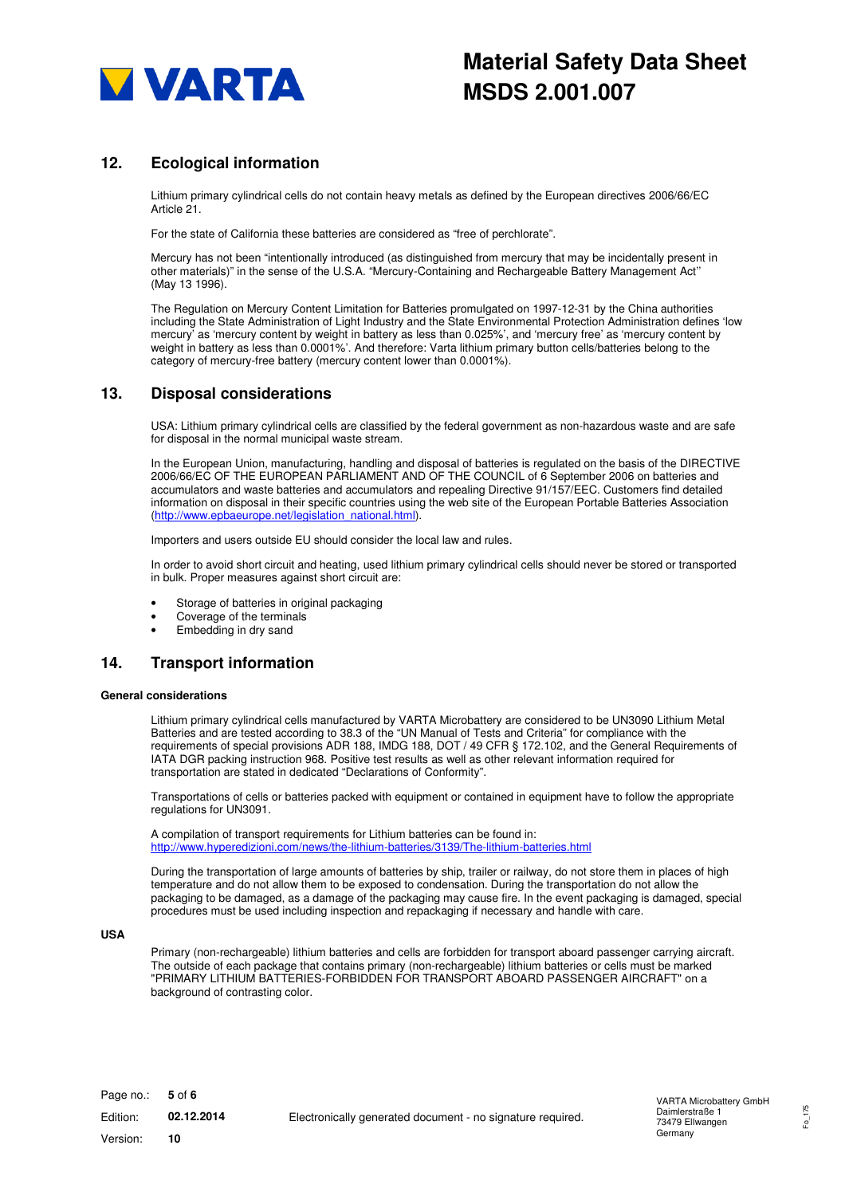## 12. Ecological information

Lithium primary cylindrical cells do not contain heavy metals as defined by the European directives 2006/66/EC Article 21.

For the state of California these batteries are considered as "free of perchlorate".

Mercury has not been "intentionally introduced (as distinguished from mercury that may be incidentally present in other materials)" in the sense of the U.S.A. "Mercury-Containing and Rechargeable Battery Management Act'' (May 13 1996).

The Regulation on Mercury Content Limitation for Batteries promulgated on 1997-12-31 by the China authorities including the State Administration of Light Industry and the State Environmental Protection Administration defines 'low mercury' as 'mercury content by weight in battery as less than 0.025%', and 'mercury free' as 'mercury content by weight in battery as less than 0.0001%'. And therefore: Varta lithium primary button cells/batteries belong to the category of mercury-free battery (mercury content lower than 0.0001%).

## 13. Disposal considerations

USA: Lithium primary cylindrical cells are classified by the federal government as non-hazardous waste and are safe for disposal in the normal municipal waste stream.

In the European Union, manufacturing, handling and disposal of batteries is regulated on the basis of the DIRECTIVE 2006/66/EC OF THE EUROPEAN PARLIAMENT AND OF THE COUNCIL of 6 September 2006 on batteries and accumulators and waste batteries and accumulators and repealing Directive 91/157/EEC. Customers find detailed information on disposal in their specific countries using the web site of the European Portable Batteries Association (http://www.epbaeurope.net/legislation_national.html).

Importers and users outside EU should consider the local law and rules.

In order to avoid short circuit and heating, used lithium primary cylindrical cells should never be stored or transported in bulk. Proper measures against short circuit are:

- Storage of batteries in original packaging
- Coverage of the terminals
- Embedding in dry sand

## 14. Transport information

**General considerations**

Lithium primary cylindrical cells manufactured by VARTA Microbattery are considered to be UN3090 Lithium Metal Batteries and are tested according to 38.3 of the "UN Manual of Tests and Criteria" for compliance with the requirements of special provisions ADR 188, IMDG 188, DOT / 49 CFR § 172.102, and the General Requirements of IATA DGR packing instruction 968. Positive test results as well as other relevant information required for transportation are stated in dedicated "Declarations of Conformity".

Transportations of cells or batteries packed with equipment or contained in equipment have to follow the appropriate regulations for UN3091.

A compilation of transport requirements for Lithium batteries can be found in:
http://www.hyperedizioni.com/news/the-lithium-batteries/3139/The-lithium-batteries.html

During the transportation of large amounts of batteries by ship, trailer or railway, do not store them in places of high temperature and do not allow them to be exposed to condensation. During the transportation do not allow the packaging to be damaged, as a damage of the packaging may cause fire. In the event packaging is damaged, special procedures must be used including inspection and repackaging if necessary and handle with care.

**USA**

Primary (non-rechargeable) lithium batteries and cells are forbidden for transport aboard passenger carrying aircraft. The outside of each package that contains primary (non-rechargeable) lithium batteries or cells must be marked "PRIMARY LITHIUM BATTERIES-FORBIDDEN FOR TRANSPORT ABOARD PASSENGER AIRCRAFT" on a background of contrasting color.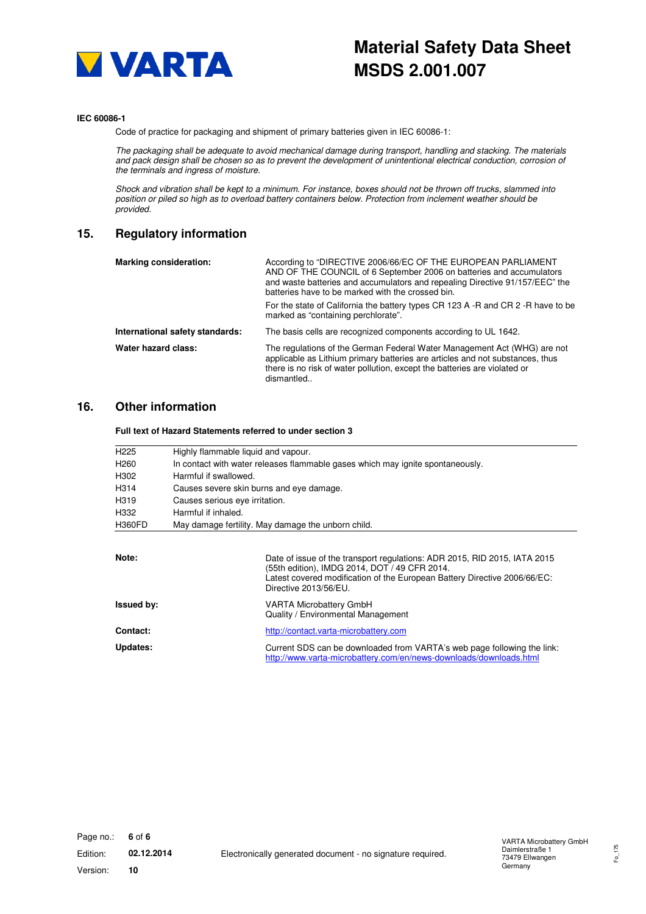**IEC 60086-1**

Code of practice for packaging and shipment of primary batteries given in IEC 60086-1:

*The packaging shall be adequate to avoid mechanical damage during transport, handling and stacking. The materials and pack design shall be chosen so as to prevent the development of unintentional electrical conduction, corrosion of the terminals and ingress of moisture.*

*Shock and vibration shall be kept to a minimum. For instance, boxes should not be thrown off trucks, slammed into position or piled so high as to overload battery containers below. Protection from inclement weather should be provided.*

## 15. Regulatory information

| | |
|---|---|
| **Marking consideration:** | According to "DIRECTIVE 2006/66/EC OF THE EUROPEAN PARLIAMENT AND OF THE COUNCIL of 6 September 2006 on batteries and accumulators and waste batteries and accumulators and repealing Directive 91/157/EEC" the batteries have to be marked with the crossed bin.<br>For the state of California the battery types CR 123 A -R and CR 2 -R have to be marked as "containing perchlorate". |
| **International safety standards:** | The basis cells are recognized components according to UL 1642. |
| **Water hazard class:** | The regulations of the German Federal Water Management Act (WHG) are not applicable as Lithium primary batteries are articles and not substances, thus there is no risk of water pollution, except the batteries are violated or dismantled.. |

## 16. Other information

**Full text of Hazard Statements referred to under section 3**

| | |
|---|---|
| H225 | Highly flammable liquid and vapour. |
| H260 | In contact with water releases flammable gases which may ignite spontaneously. |
| H302 | Harmful if swallowed. |
| H314 | Causes severe skin burns and eye damage. |
| H319 | Causes serious eye irritation. |
| H332 | Harmful if inhaled. |
| H360FD | May damage fertility. May damage the unborn child. |

| | |
|---|---|
| **Note:** | Date of issue of the transport regulations: ADR 2015, RID 2015, IATA 2015 (55th edition), IMDG 2014, DOT / 49 CFR 2014.<br>Latest covered modification of the European Battery Directive 2006/66/EC: Directive 2013/56/EU. |
| **Issued by:** | VARTA Microbattery GmbH<br>Quality / Environmental Management |
| **Contact:** | http://contact.varta-microbattery.com |
| **Updates:** | Current SDS can be downloaded from VARTA's web page following the link: http://www.varta-microbattery.com/en/news-downloads/downloads.html |